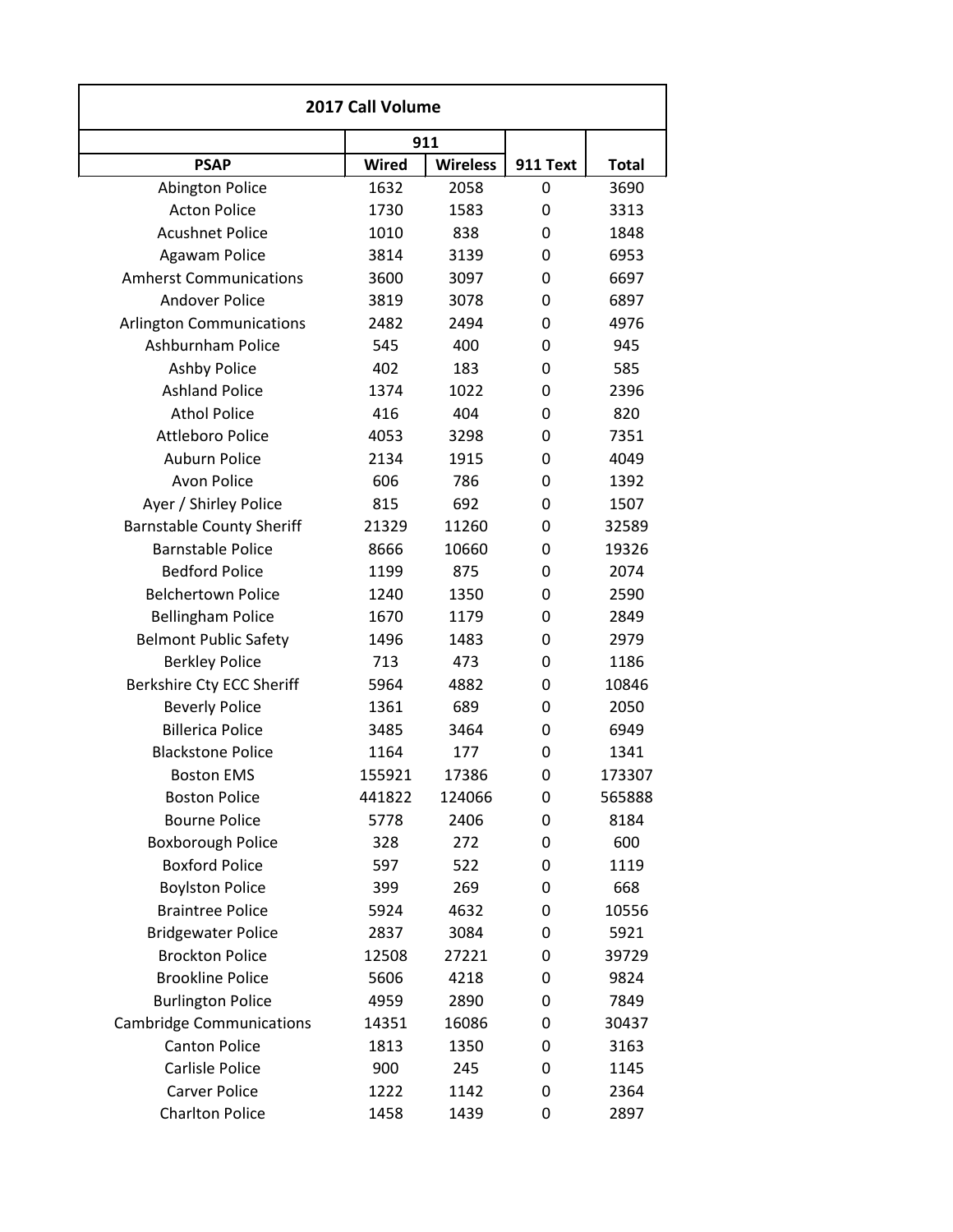| 2017 Call Volume | | | | |
|---|---|---|---|---|
| | 911 | | | |
| PSAP | Wired | Wireless | 911 Text | Total |
| Abington Police | 1632 | 2058 | 0 | 3690 |
| Acton Police | 1730 | 1583 | 0 | 3313 |
| Acushnet Police | 1010 | 838 | 0 | 1848 |
| Agawam Police | 3814 | 3139 | 0 | 6953 |
| Amherst Communications | 3600 | 3097 | 0 | 6697 |
| Andover Police | 3819 | 3078 | 0 | 6897 |
| Arlington Communications | 2482 | 2494 | 0 | 4976 |
| Ashburnham Police | 545 | 400 | 0 | 945 |
| Ashby Police | 402 | 183 | 0 | 585 |
| Ashland Police | 1374 | 1022 | 0 | 2396 |
| Athol Police | 416 | 404 | 0 | 820 |
| Attleboro Police | 4053 | 3298 | 0 | 7351 |
| Auburn Police | 2134 | 1915 | 0 | 4049 |
| Avon Police | 606 | 786 | 0 | 1392 |
| Ayer / Shirley Police | 815 | 692 | 0 | 1507 |
| Barnstable County Sheriff | 21329 | 11260 | 0 | 32589 |
| Barnstable Police | 8666 | 10660 | 0 | 19326 |
| Bedford Police | 1199 | 875 | 0 | 2074 |
| Belchertown Police | 1240 | 1350 | 0 | 2590 |
| Bellingham Police | 1670 | 1179 | 0 | 2849 |
| Belmont Public Safety | 1496 | 1483 | 0 | 2979 |
| Berkley Police | 713 | 473 | 0 | 1186 |
| Berkshire Cty ECC Sheriff | 5964 | 4882 | 0 | 10846 |
| Beverly Police | 1361 | 689 | 0 | 2050 |
| Billerica Police | 3485 | 3464 | 0 | 6949 |
| Blackstone Police | 1164 | 177 | 0 | 1341 |
| Boston EMS | 155921 | 17386 | 0 | 173307 |
| Boston Police | 441822 | 124066 | 0 | 565888 |
| Bourne Police | 5778 | 2406 | 0 | 8184 |
| Boxborough Police | 328 | 272 | 0 | 600 |
| Boxford Police | 597 | 522 | 0 | 1119 |
| Boylston Police | 399 | 269 | 0 | 668 |
| Braintree Police | 5924 | 4632 | 0 | 10556 |
| Bridgewater Police | 2837 | 3084 | 0 | 5921 |
| Brockton Police | 12508 | 27221 | 0 | 39729 |
| Brookline Police | 5606 | 4218 | 0 | 9824 |
| Burlington Police | 4959 | 2890 | 0 | 7849 |
| Cambridge Communications | 14351 | 16086 | 0 | 30437 |
| Canton Police | 1813 | 1350 | 0 | 3163 |
| Carlisle Police | 900 | 245 | 0 | 1145 |
| Carver Police | 1222 | 1142 | 0 | 2364 |
| Charlton Police | 1458 | 1439 | 0 | 2897 |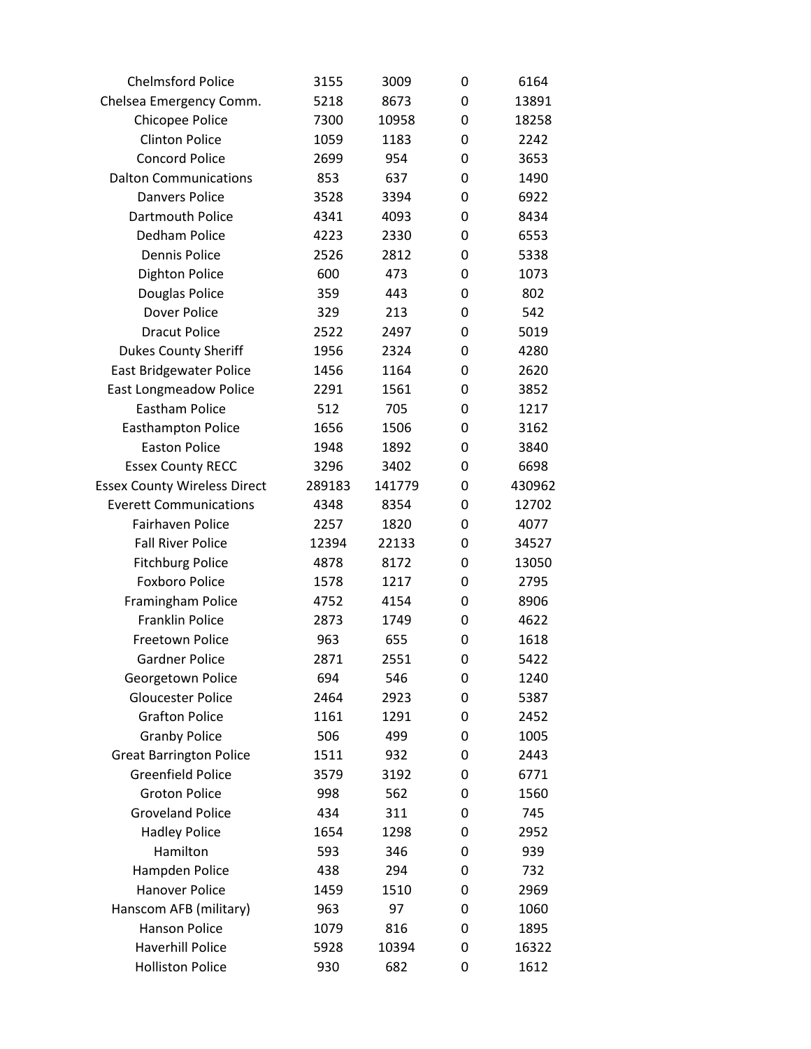| | | | | |
|---|---|---|---|---|
| Chelmsford Police | 3155 | 3009 | 0 | 6164 |
| Chelsea Emergency Comm. | 5218 | 8673 | 0 | 13891 |
| Chicopee Police | 7300 | 10958 | 0 | 18258 |
| Clinton Police | 1059 | 1183 | 0 | 2242 |
| Concord Police | 2699 | 954 | 0 | 3653 |
| Dalton Communications | 853 | 637 | 0 | 1490 |
| Danvers Police | 3528 | 3394 | 0 | 6922 |
| Dartmouth Police | 4341 | 4093 | 0 | 8434 |
| Dedham Police | 4223 | 2330 | 0 | 6553 |
| Dennis Police | 2526 | 2812 | 0 | 5338 |
| Dighton Police | 600 | 473 | 0 | 1073 |
| Douglas Police | 359 | 443 | 0 | 802 |
| Dover Police | 329 | 213 | 0 | 542 |
| Dracut Police | 2522 | 2497 | 0 | 5019 |
| Dukes County Sheriff | 1956 | 2324 | 0 | 4280 |
| East Bridgewater Police | 1456 | 1164 | 0 | 2620 |
| East Longmeadow Police | 2291 | 1561 | 0 | 3852 |
| Eastham Police | 512 | 705 | 0 | 1217 |
| Easthampton Police | 1656 | 1506 | 0 | 3162 |
| Easton Police | 1948 | 1892 | 0 | 3840 |
| Essex County RECC | 3296 | 3402 | 0 | 6698 |
| Essex County Wireless Direct | 289183 | 141779 | 0 | 430962 |
| Everett Communications | 4348 | 8354 | 0 | 12702 |
| Fairhaven Police | 2257 | 1820 | 0 | 4077 |
| Fall River Police | 12394 | 22133 | 0 | 34527 |
| Fitchburg Police | 4878 | 8172 | 0 | 13050 |
| Foxboro Police | 1578 | 1217 | 0 | 2795 |
| Framingham Police | 4752 | 4154 | 0 | 8906 |
| Franklin Police | 2873 | 1749 | 0 | 4622 |
| Freetown Police | 963 | 655 | 0 | 1618 |
| Gardner Police | 2871 | 2551 | 0 | 5422 |
| Georgetown Police | 694 | 546 | 0 | 1240 |
| Gloucester Police | 2464 | 2923 | 0 | 5387 |
| Grafton Police | 1161 | 1291 | 0 | 2452 |
| Granby Police | 506 | 499 | 0 | 1005 |
| Great Barrington Police | 1511 | 932 | 0 | 2443 |
| Greenfield Police | 3579 | 3192 | 0 | 6771 |
| Groton Police | 998 | 562 | 0 | 1560 |
| Groveland Police | 434 | 311 | 0 | 745 |
| Hadley Police | 1654 | 1298 | 0 | 2952 |
| Hamilton | 593 | 346 | 0 | 939 |
| Hampden Police | 438 | 294 | 0 | 732 |
| Hanover Police | 1459 | 1510 | 0 | 2969 |
| Hanscom AFB (military) | 963 | 97 | 0 | 1060 |
| Hanson Police | 1079 | 816 | 0 | 1895 |
| Haverhill Police | 5928 | 10394 | 0 | 16322 |
| Holliston Police | 930 | 682 | 0 | 1612 |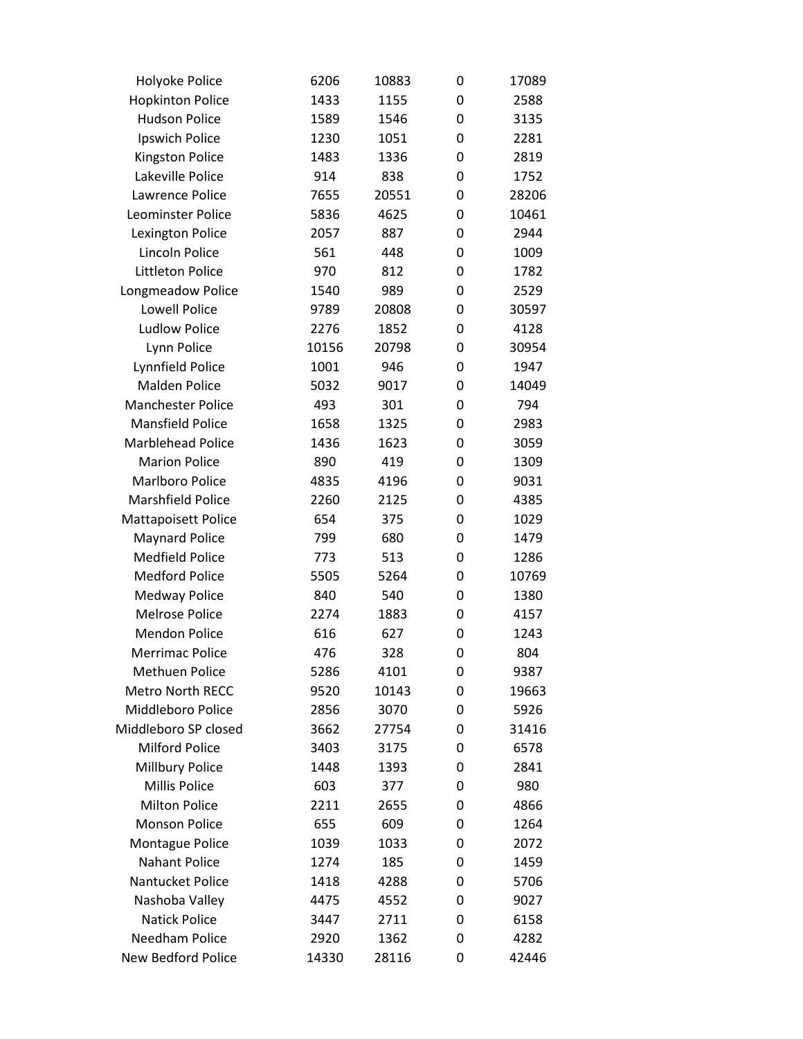| | | | | |
|---|---|---|---|---|
| Holyoke Police | 6206 | 10883 | 0 | 17089 |
| Hopkinton Police | 1433 | 1155 | 0 | 2588 |
| Hudson Police | 1589 | 1546 | 0 | 3135 |
| Ipswich Police | 1230 | 1051 | 0 | 2281 |
| Kingston Police | 1483 | 1336 | 0 | 2819 |
| Lakeville Police | 914 | 838 | 0 | 1752 |
| Lawrence Police | 7655 | 20551 | 0 | 28206 |
| Leominster Police | 5836 | 4625 | 0 | 10461 |
| Lexington Police | 2057 | 887 | 0 | 2944 |
| Lincoln Police | 561 | 448 | 0 | 1009 |
| Littleton Police | 970 | 812 | 0 | 1782 |
| Longmeadow Police | 1540 | 989 | 0 | 2529 |
| Lowell Police | 9789 | 20808 | 0 | 30597 |
| Ludlow Police | 2276 | 1852 | 0 | 4128 |
| Lynn Police | 10156 | 20798 | 0 | 30954 |
| Lynnfield Police | 1001 | 946 | 0 | 1947 |
| Malden Police | 5032 | 9017 | 0 | 14049 |
| Manchester Police | 493 | 301 | 0 | 794 |
| Mansfield Police | 1658 | 1325 | 0 | 2983 |
| Marblehead Police | 1436 | 1623 | 0 | 3059 |
| Marion Police | 890 | 419 | 0 | 1309 |
| Marlboro Police | 4835 | 4196 | 0 | 9031 |
| Marshfield Police | 2260 | 2125 | 0 | 4385 |
| Mattapoisett Police | 654 | 375 | 0 | 1029 |
| Maynard Police | 799 | 680 | 0 | 1479 |
| Medfield Police | 773 | 513 | 0 | 1286 |
| Medford Police | 5505 | 5264 | 0 | 10769 |
| Medway Police | 840 | 540 | 0 | 1380 |
| Melrose Police | 2274 | 1883 | 0 | 4157 |
| Mendon Police | 616 | 627 | 0 | 1243 |
| Merrimac Police | 476 | 328 | 0 | 804 |
| Methuen Police | 5286 | 4101 | 0 | 9387 |
| Metro North RECC | 9520 | 10143 | 0 | 19663 |
| Middleboro Police | 2856 | 3070 | 0 | 5926 |
| Middleboro SP closed | 3662 | 27754 | 0 | 31416 |
| Milford Police | 3403 | 3175 | 0 | 6578 |
| Millbury Police | 1448 | 1393 | 0 | 2841 |
| Millis Police | 603 | 377 | 0 | 980 |
| Milton Police | 2211 | 2655 | 0 | 4866 |
| Monson Police | 655 | 609 | 0 | 1264 |
| Montague Police | 1039 | 1033 | 0 | 2072 |
| Nahant Police | 1274 | 185 | 0 | 1459 |
| Nantucket Police | 1418 | 4288 | 0 | 5706 |
| Nashoba Valley | 4475 | 4552 | 0 | 9027 |
| Natick Police | 3447 | 2711 | 0 | 6158 |
| Needham Police | 2920 | 1362 | 0 | 4282 |
| New Bedford Police | 14330 | 28116 | 0 | 42446 |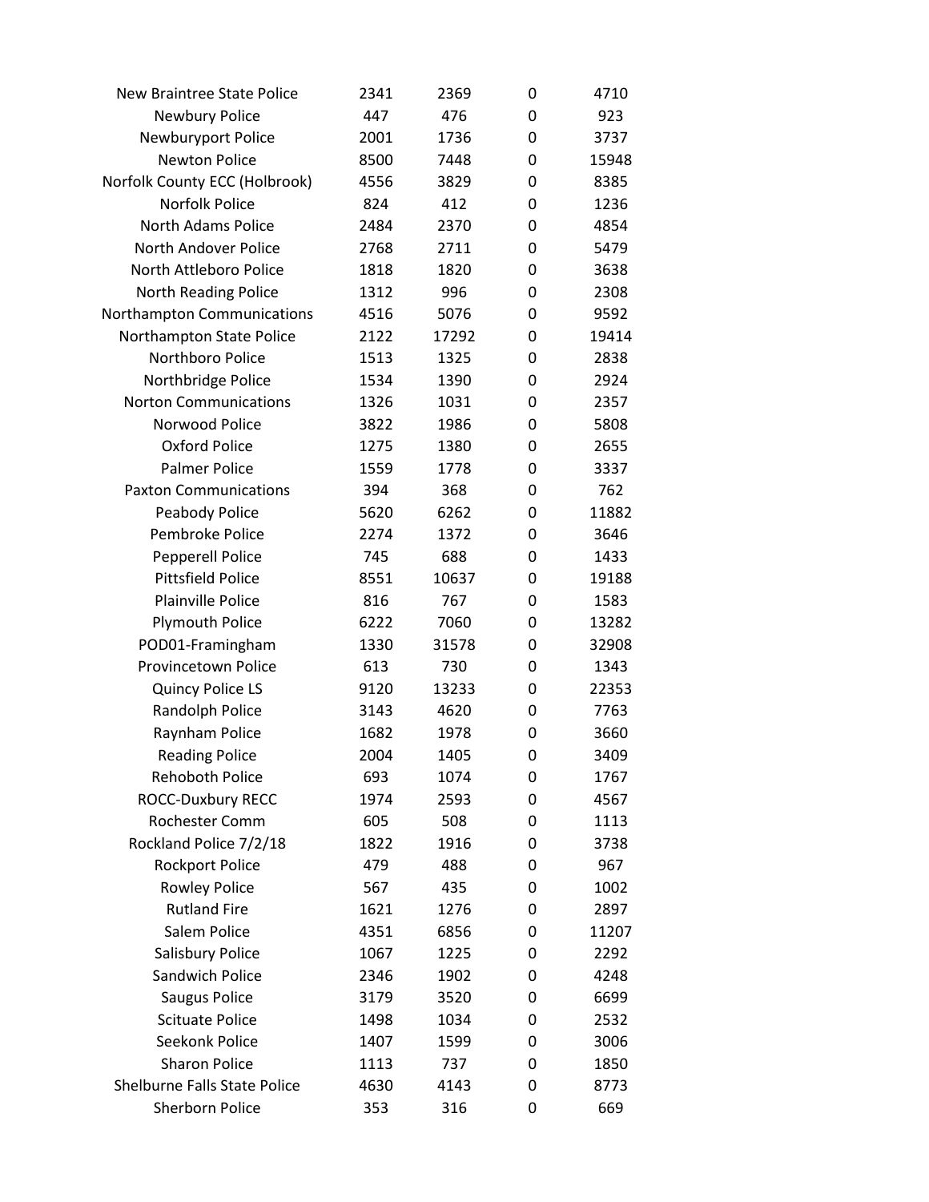| | | | | |
|---|---|---|---|---|
| New Braintree State Police | 2341 | 2369 | 0 | 4710 |
| Newbury Police | 447 | 476 | 0 | 923 |
| Newburyport Police | 2001 | 1736 | 0 | 3737 |
| Newton Police | 8500 | 7448 | 0 | 15948 |
| Norfolk County ECC (Holbrook) | 4556 | 3829 | 0 | 8385 |
| Norfolk Police | 824 | 412 | 0 | 1236 |
| North Adams Police | 2484 | 2370 | 0 | 4854 |
| North Andover Police | 2768 | 2711 | 0 | 5479 |
| North Attleboro Police | 1818 | 1820 | 0 | 3638 |
| North Reading Police | 1312 | 996 | 0 | 2308 |
| Northampton Communications | 4516 | 5076 | 0 | 9592 |
| Northampton State Police | 2122 | 17292 | 0 | 19414 |
| Northboro Police | 1513 | 1325 | 0 | 2838 |
| Northbridge Police | 1534 | 1390 | 0 | 2924 |
| Norton Communications | 1326 | 1031 | 0 | 2357 |
| Norwood Police | 3822 | 1986 | 0 | 5808 |
| Oxford Police | 1275 | 1380 | 0 | 2655 |
| Palmer Police | 1559 | 1778 | 0 | 3337 |
| Paxton Communications | 394 | 368 | 0 | 762 |
| Peabody Police | 5620 | 6262 | 0 | 11882 |
| Pembroke Police | 2274 | 1372 | 0 | 3646 |
| Pepperell Police | 745 | 688 | 0 | 1433 |
| Pittsfield Police | 8551 | 10637 | 0 | 19188 |
| Plainville Police | 816 | 767 | 0 | 1583 |
| Plymouth Police | 6222 | 7060 | 0 | 13282 |
| POD01-Framingham | 1330 | 31578 | 0 | 32908 |
| Provincetown Police | 613 | 730 | 0 | 1343 |
| Quincy Police LS | 9120 | 13233 | 0 | 22353 |
| Randolph Police | 3143 | 4620 | 0 | 7763 |
| Raynham Police | 1682 | 1978 | 0 | 3660 |
| Reading Police | 2004 | 1405 | 0 | 3409 |
| Rehoboth Police | 693 | 1074 | 0 | 1767 |
| ROCC-Duxbury RECC | 1974 | 2593 | 0 | 4567 |
| Rochester Comm | 605 | 508 | 0 | 1113 |
| Rockland Police 7/2/18 | 1822 | 1916 | 0 | 3738 |
| Rockport Police | 479 | 488 | 0 | 967 |
| Rowley Police | 567 | 435 | 0 | 1002 |
| Rutland Fire | 1621 | 1276 | 0 | 2897 |
| Salem Police | 4351 | 6856 | 0 | 11207 |
| Salisbury Police | 1067 | 1225 | 0 | 2292 |
| Sandwich Police | 2346 | 1902 | 0 | 4248 |
| Saugus Police | 3179 | 3520 | 0 | 6699 |
| Scituate Police | 1498 | 1034 | 0 | 2532 |
| Seekonk Police | 1407 | 1599 | 0 | 3006 |
| Sharon Police | 1113 | 737 | 0 | 1850 |
| Shelburne Falls State Police | 4630 | 4143 | 0 | 8773 |
| Sherborn Police | 353 | 316 | 0 | 669 |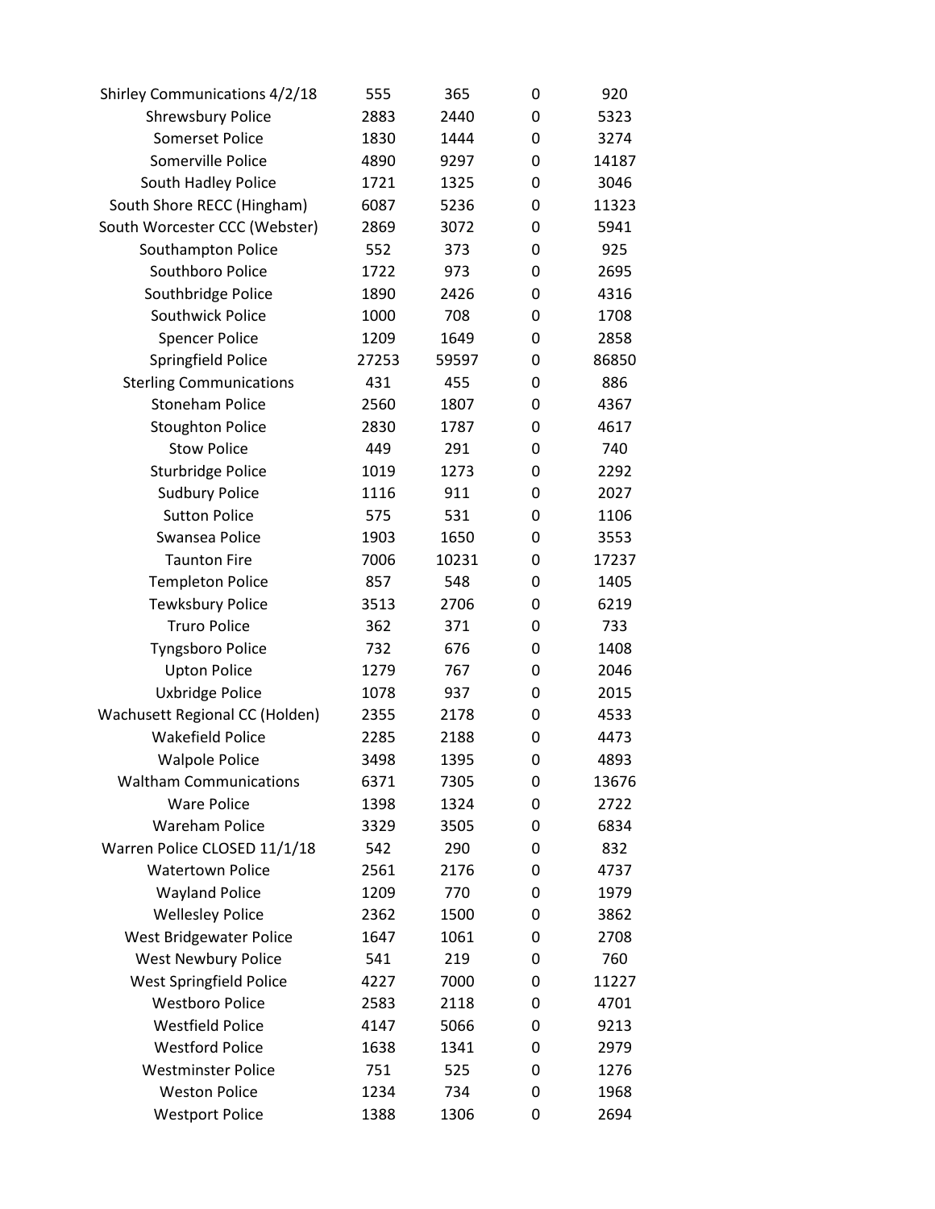| | | | | |
|---|---|---|---|---|
| Shirley Communications 4/2/18 | 555 | 365 | 0 | 920 |
| Shrewsbury Police | 2883 | 2440 | 0 | 5323 |
| Somerset Police | 1830 | 1444 | 0 | 3274 |
| Somerville Police | 4890 | 9297 | 0 | 14187 |
| South Hadley Police | 1721 | 1325 | 0 | 3046 |
| South Shore RECC (Hingham) | 6087 | 5236 | 0 | 11323 |
| South Worcester CCC (Webster) | 2869 | 3072 | 0 | 5941 |
| Southampton Police | 552 | 373 | 0 | 925 |
| Southboro Police | 1722 | 973 | 0 | 2695 |
| Southbridge Police | 1890 | 2426 | 0 | 4316 |
| Southwick Police | 1000 | 708 | 0 | 1708 |
| Spencer Police | 1209 | 1649 | 0 | 2858 |
| Springfield Police | 27253 | 59597 | 0 | 86850 |
| Sterling Communications | 431 | 455 | 0 | 886 |
| Stoneham Police | 2560 | 1807 | 0 | 4367 |
| Stoughton Police | 2830 | 1787 | 0 | 4617 |
| Stow Police | 449 | 291 | 0 | 740 |
| Sturbridge Police | 1019 | 1273 | 0 | 2292 |
| Sudbury Police | 1116 | 911 | 0 | 2027 |
| Sutton Police | 575 | 531 | 0 | 1106 |
| Swansea Police | 1903 | 1650 | 0 | 3553 |
| Taunton Fire | 7006 | 10231 | 0 | 17237 |
| Templeton Police | 857 | 548 | 0 | 1405 |
| Tewksbury Police | 3513 | 2706 | 0 | 6219 |
| Truro Police | 362 | 371 | 0 | 733 |
| Tyngsboro Police | 732 | 676 | 0 | 1408 |
| Upton Police | 1279 | 767 | 0 | 2046 |
| Uxbridge Police | 1078 | 937 | 0 | 2015 |
| Wachusett Regional CC (Holden) | 2355 | 2178 | 0 | 4533 |
| Wakefield Police | 2285 | 2188 | 0 | 4473 |
| Walpole Police | 3498 | 1395 | 0 | 4893 |
| Waltham Communications | 6371 | 7305 | 0 | 13676 |
| Ware Police | 1398 | 1324 | 0 | 2722 |
| Wareham Police | 3329 | 3505 | 0 | 6834 |
| Warren Police CLOSED 11/1/18 | 542 | 290 | 0 | 832 |
| Watertown Police | 2561 | 2176 | 0 | 4737 |
| Wayland Police | 1209 | 770 | 0 | 1979 |
| Wellesley Police | 2362 | 1500 | 0 | 3862 |
| West Bridgewater Police | 1647 | 1061 | 0 | 2708 |
| West Newbury Police | 541 | 219 | 0 | 760 |
| West Springfield Police | 4227 | 7000 | 0 | 11227 |
| Westboro Police | 2583 | 2118 | 0 | 4701 |
| Westfield Police | 4147 | 5066 | 0 | 9213 |
| Westford Police | 1638 | 1341 | 0 | 2979 |
| Westminster Police | 751 | 525 | 0 | 1276 |
| Weston Police | 1234 | 734 | 0 | 1968 |
| Westport Police | 1388 | 1306 | 0 | 2694 |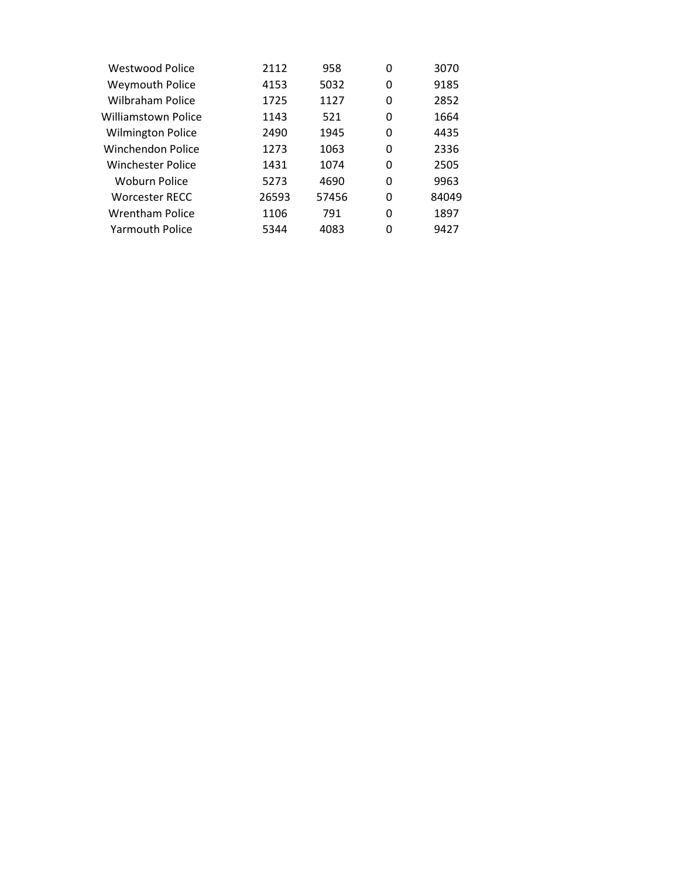| | | | | |
|---|---|---|---|---|
| Westwood Police | 2112 | 958 | 0 | 3070 |
| Weymouth Police | 4153 | 5032 | 0 | 9185 |
| Wilbraham Police | 1725 | 1127 | 0 | 2852 |
| Williamstown Police | 1143 | 521 | 0 | 1664 |
| Wilmington Police | 2490 | 1945 | 0 | 4435 |
| Winchendon Police | 1273 | 1063 | 0 | 2336 |
| Winchester Police | 1431 | 1074 | 0 | 2505 |
| Woburn Police | 5273 | 4690 | 0 | 9963 |
| Worcester RECC | 26593 | 57456 | 0 | 84049 |
| Wrentham Police | 1106 | 791 | 0 | 1897 |
| Yarmouth Police | 5344 | 4083 | 0 | 9427 |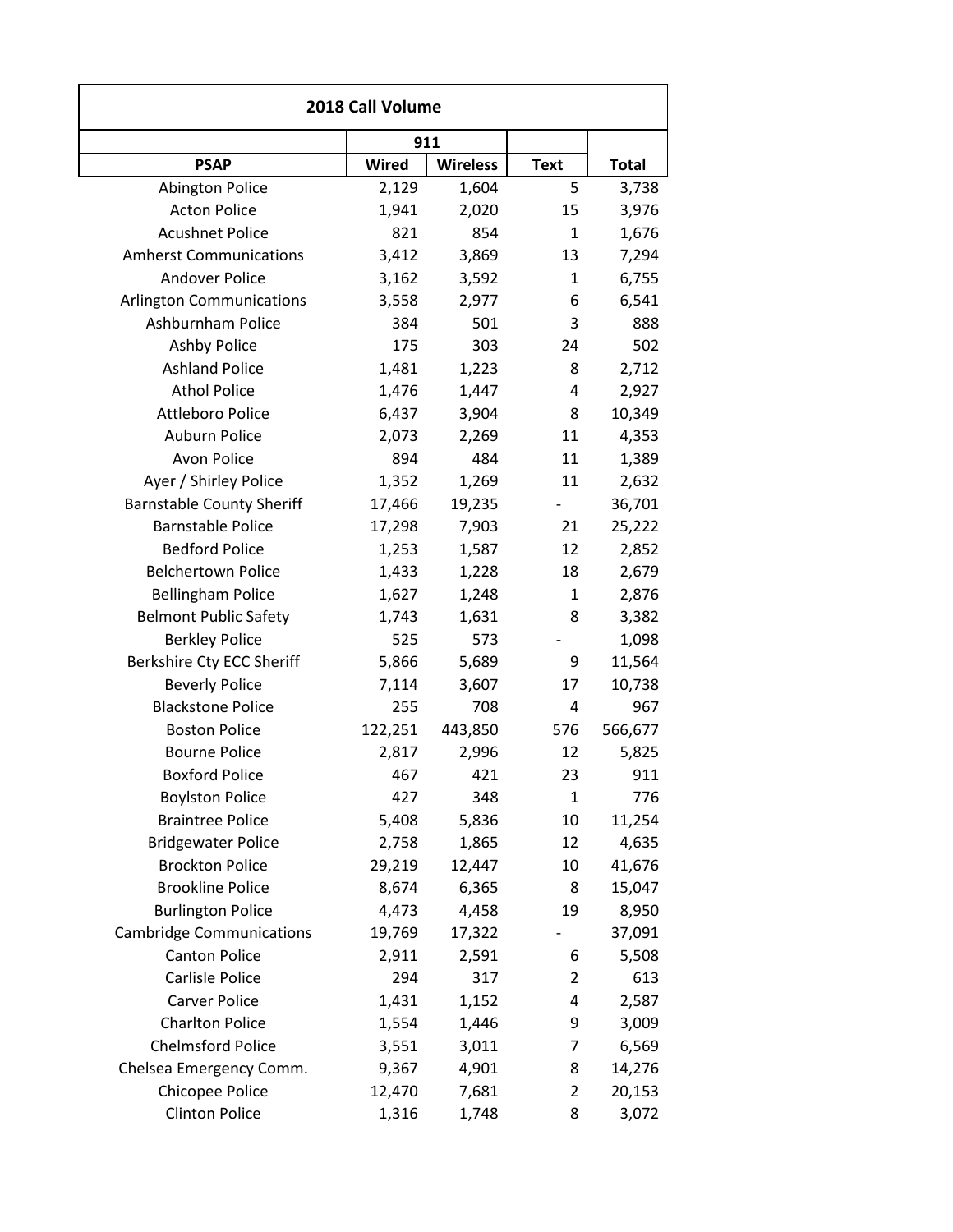| 2018 Call Volume | | | | |
|---|---|---|---|---|
| | 911 | | | |
| PSAP | Wired | Wireless | Text | Total |
| Abington Police | 2,129 | 1,604 | 5 | 3,738 |
| Acton Police | 1,941 | 2,020 | 15 | 3,976 |
| Acushnet Police | 821 | 854 | 1 | 1,676 |
| Amherst Communications | 3,412 | 3,869 | 13 | 7,294 |
| Andover Police | 3,162 | 3,592 | 1 | 6,755 |
| Arlington Communications | 3,558 | 2,977 | 6 | 6,541 |
| Ashburnham Police | 384 | 501 | 3 | 888 |
| Ashby Police | 175 | 303 | 24 | 502 |
| Ashland Police | 1,481 | 1,223 | 8 | 2,712 |
| Athol Police | 1,476 | 1,447 | 4 | 2,927 |
| Attleboro Police | 6,437 | 3,904 | 8 | 10,349 |
| Auburn Police | 2,073 | 2,269 | 11 | 4,353 |
| Avon Police | 894 | 484 | 11 | 1,389 |
| Ayer / Shirley Police | 1,352 | 1,269 | 11 | 2,632 |
| Barnstable County Sheriff | 17,466 | 19,235 | - | 36,701 |
| Barnstable Police | 17,298 | 7,903 | 21 | 25,222 |
| Bedford Police | 1,253 | 1,587 | 12 | 2,852 |
| Belchertown Police | 1,433 | 1,228 | 18 | 2,679 |
| Bellingham Police | 1,627 | 1,248 | 1 | 2,876 |
| Belmont Public Safety | 1,743 | 1,631 | 8 | 3,382 |
| Berkley Police | 525 | 573 | - | 1,098 |
| Berkshire Cty ECC Sheriff | 5,866 | 5,689 | 9 | 11,564 |
| Beverly Police | 7,114 | 3,607 | 17 | 10,738 |
| Blackstone Police | 255 | 708 | 4 | 967 |
| Boston Police | 122,251 | 443,850 | 576 | 566,677 |
| Bourne Police | 2,817 | 2,996 | 12 | 5,825 |
| Boxford Police | 467 | 421 | 23 | 911 |
| Boylston Police | 427 | 348 | 1 | 776 |
| Braintree Police | 5,408 | 5,836 | 10 | 11,254 |
| Bridgewater Police | 2,758 | 1,865 | 12 | 4,635 |
| Brockton Police | 29,219 | 12,447 | 10 | 41,676 |
| Brookline Police | 8,674 | 6,365 | 8 | 15,047 |
| Burlington Police | 4,473 | 4,458 | 19 | 8,950 |
| Cambridge Communications | 19,769 | 17,322 | - | 37,091 |
| Canton Police | 2,911 | 2,591 | 6 | 5,508 |
| Carlisle Police | 294 | 317 | 2 | 613 |
| Carver Police | 1,431 | 1,152 | 4 | 2,587 |
| Charlton Police | 1,554 | 1,446 | 9 | 3,009 |
| Chelmsford Police | 3,551 | 3,011 | 7 | 6,569 |
| Chelsea Emergency Comm. | 9,367 | 4,901 | 8 | 14,276 |
| Chicopee Police | 12,470 | 7,681 | 2 | 20,153 |
| Clinton Police | 1,316 | 1,748 | 8 | 3,072 |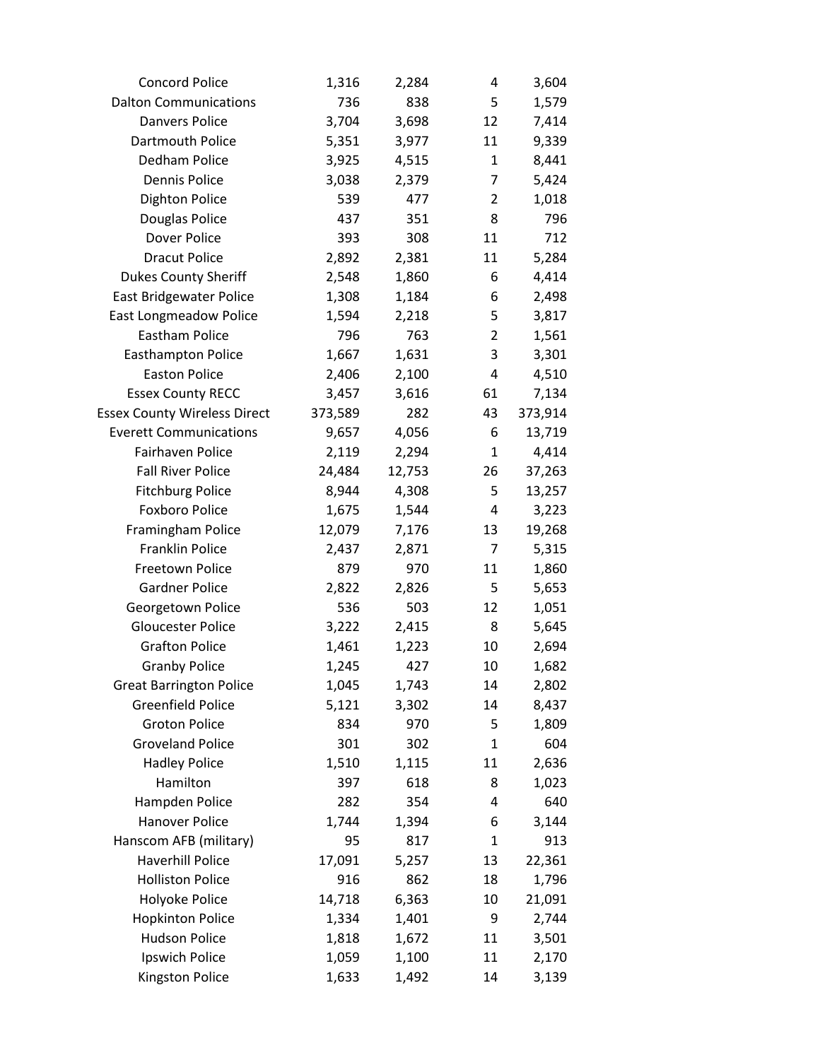| | | | | |
|---|---|---|---|---|
| Concord Police | 1,316 | 2,284 | 4 | 3,604 |
| Dalton Communications | 736 | 838 | 5 | 1,579 |
| Danvers Police | 3,704 | 3,698 | 12 | 7,414 |
| Dartmouth Police | 5,351 | 3,977 | 11 | 9,339 |
| Dedham Police | 3,925 | 4,515 | 1 | 8,441 |
| Dennis Police | 3,038 | 2,379 | 7 | 5,424 |
| Dighton Police | 539 | 477 | 2 | 1,018 |
| Douglas Police | 437 | 351 | 8 | 796 |
| Dover Police | 393 | 308 | 11 | 712 |
| Dracut Police | 2,892 | 2,381 | 11 | 5,284 |
| Dukes County Sheriff | 2,548 | 1,860 | 6 | 4,414 |
| East Bridgewater Police | 1,308 | 1,184 | 6 | 2,498 |
| East Longmeadow Police | 1,594 | 2,218 | 5 | 3,817 |
| Eastham Police | 796 | 763 | 2 | 1,561 |
| Easthampton Police | 1,667 | 1,631 | 3 | 3,301 |
| Easton Police | 2,406 | 2,100 | 4 | 4,510 |
| Essex County RECC | 3,457 | 3,616 | 61 | 7,134 |
| Essex County Wireless Direct | 373,589 | 282 | 43 | 373,914 |
| Everett Communications | 9,657 | 4,056 | 6 | 13,719 |
| Fairhaven Police | 2,119 | 2,294 | 1 | 4,414 |
| Fall River Police | 24,484 | 12,753 | 26 | 37,263 |
| Fitchburg Police | 8,944 | 4,308 | 5 | 13,257 |
| Foxboro Police | 1,675 | 1,544 | 4 | 3,223 |
| Framingham Police | 12,079 | 7,176 | 13 | 19,268 |
| Franklin Police | 2,437 | 2,871 | 7 | 5,315 |
| Freetown Police | 879 | 970 | 11 | 1,860 |
| Gardner Police | 2,822 | 2,826 | 5 | 5,653 |
| Georgetown Police | 536 | 503 | 12 | 1,051 |
| Gloucester Police | 3,222 | 2,415 | 8 | 5,645 |
| Grafton Police | 1,461 | 1,223 | 10 | 2,694 |
| Granby Police | 1,245 | 427 | 10 | 1,682 |
| Great Barrington Police | 1,045 | 1,743 | 14 | 2,802 |
| Greenfield Police | 5,121 | 3,302 | 14 | 8,437 |
| Groton Police | 834 | 970 | 5 | 1,809 |
| Groveland Police | 301 | 302 | 1 | 604 |
| Hadley Police | 1,510 | 1,115 | 11 | 2,636 |
| Hamilton | 397 | 618 | 8 | 1,023 |
| Hampden Police | 282 | 354 | 4 | 640 |
| Hanover Police | 1,744 | 1,394 | 6 | 3,144 |
| Hanscom AFB (military) | 95 | 817 | 1 | 913 |
| Haverhill Police | 17,091 | 5,257 | 13 | 22,361 |
| Holliston Police | 916 | 862 | 18 | 1,796 |
| Holyoke Police | 14,718 | 6,363 | 10 | 21,091 |
| Hopkinton Police | 1,334 | 1,401 | 9 | 2,744 |
| Hudson Police | 1,818 | 1,672 | 11 | 3,501 |
| Ipswich Police | 1,059 | 1,100 | 11 | 2,170 |
| Kingston Police | 1,633 | 1,492 | 14 | 3,139 |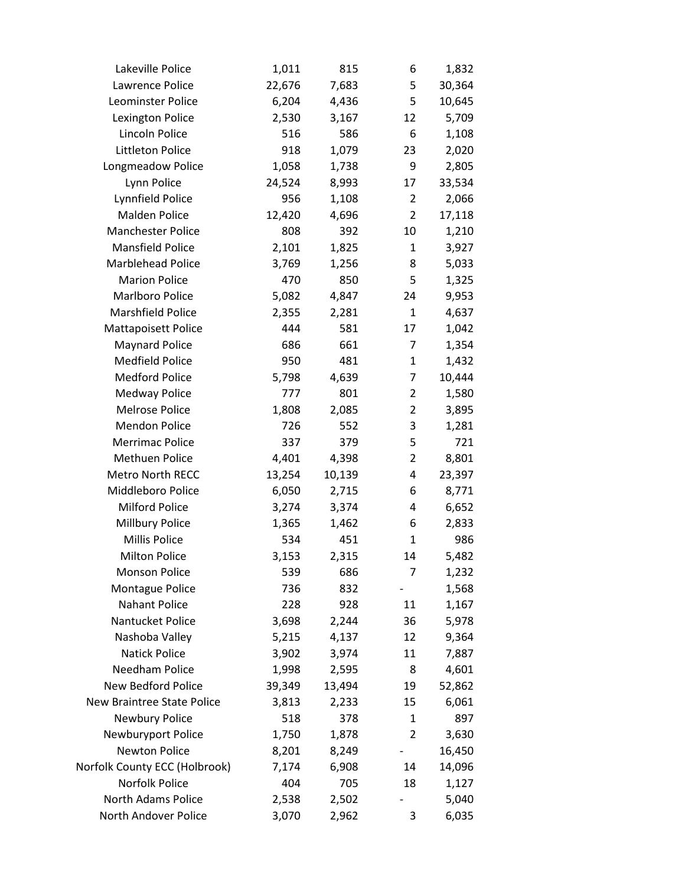| | | | | |
|---|---|---|---|---|
| Lakeville Police | 1,011 | 815 | 6 | 1,832 |
| Lawrence Police | 22,676 | 7,683 | 5 | 30,364 |
| Leominster Police | 6,204 | 4,436 | 5 | 10,645 |
| Lexington Police | 2,530 | 3,167 | 12 | 5,709 |
| Lincoln Police | 516 | 586 | 6 | 1,108 |
| Littleton Police | 918 | 1,079 | 23 | 2,020 |
| Longmeadow Police | 1,058 | 1,738 | 9 | 2,805 |
| Lynn Police | 24,524 | 8,993 | 17 | 33,534 |
| Lynnfield Police | 956 | 1,108 | 2 | 2,066 |
| Malden Police | 12,420 | 4,696 | 2 | 17,118 |
| Manchester Police | 808 | 392 | 10 | 1,210 |
| Mansfield Police | 2,101 | 1,825 | 1 | 3,927 |
| Marblehead Police | 3,769 | 1,256 | 8 | 5,033 |
| Marion Police | 470 | 850 | 5 | 1,325 |
| Marlboro Police | 5,082 | 4,847 | 24 | 9,953 |
| Marshfield Police | 2,355 | 2,281 | 1 | 4,637 |
| Mattapoisett Police | 444 | 581 | 17 | 1,042 |
| Maynard Police | 686 | 661 | 7 | 1,354 |
| Medfield Police | 950 | 481 | 1 | 1,432 |
| Medford Police | 5,798 | 4,639 | 7 | 10,444 |
| Medway Police | 777 | 801 | 2 | 1,580 |
| Melrose Police | 1,808 | 2,085 | 2 | 3,895 |
| Mendon Police | 726 | 552 | 3 | 1,281 |
| Merrimac Police | 337 | 379 | 5 | 721 |
| Methuen Police | 4,401 | 4,398 | 2 | 8,801 |
| Metro North RECC | 13,254 | 10,139 | 4 | 23,397 |
| Middleboro Police | 6,050 | 2,715 | 6 | 8,771 |
| Milford Police | 3,274 | 3,374 | 4 | 6,652 |
| Millbury Police | 1,365 | 1,462 | 6 | 2,833 |
| Millis Police | 534 | 451 | 1 | 986 |
| Milton Police | 3,153 | 2,315 | 14 | 5,482 |
| Monson Police | 539 | 686 | 7 | 1,232 |
| Montague Police | 736 | 832 | - | 1,568 |
| Nahant Police | 228 | 928 | 11 | 1,167 |
| Nantucket Police | 3,698 | 2,244 | 36 | 5,978 |
| Nashoba Valley | 5,215 | 4,137 | 12 | 9,364 |
| Natick Police | 3,902 | 3,974 | 11 | 7,887 |
| Needham Police | 1,998 | 2,595 | 8 | 4,601 |
| New Bedford Police | 39,349 | 13,494 | 19 | 52,862 |
| New Braintree State Police | 3,813 | 2,233 | 15 | 6,061 |
| Newbury Police | 518 | 378 | 1 | 897 |
| Newburyport Police | 1,750 | 1,878 | 2 | 3,630 |
| Newton Police | 8,201 | 8,249 | - | 16,450 |
| Norfolk County ECC (Holbrook) | 7,174 | 6,908 | 14 | 14,096 |
| Norfolk Police | 404 | 705 | 18 | 1,127 |
| North Adams Police | 2,538 | 2,502 | - | 5,040 |
| North Andover Police | 3,070 | 2,962 | 3 | 6,035 |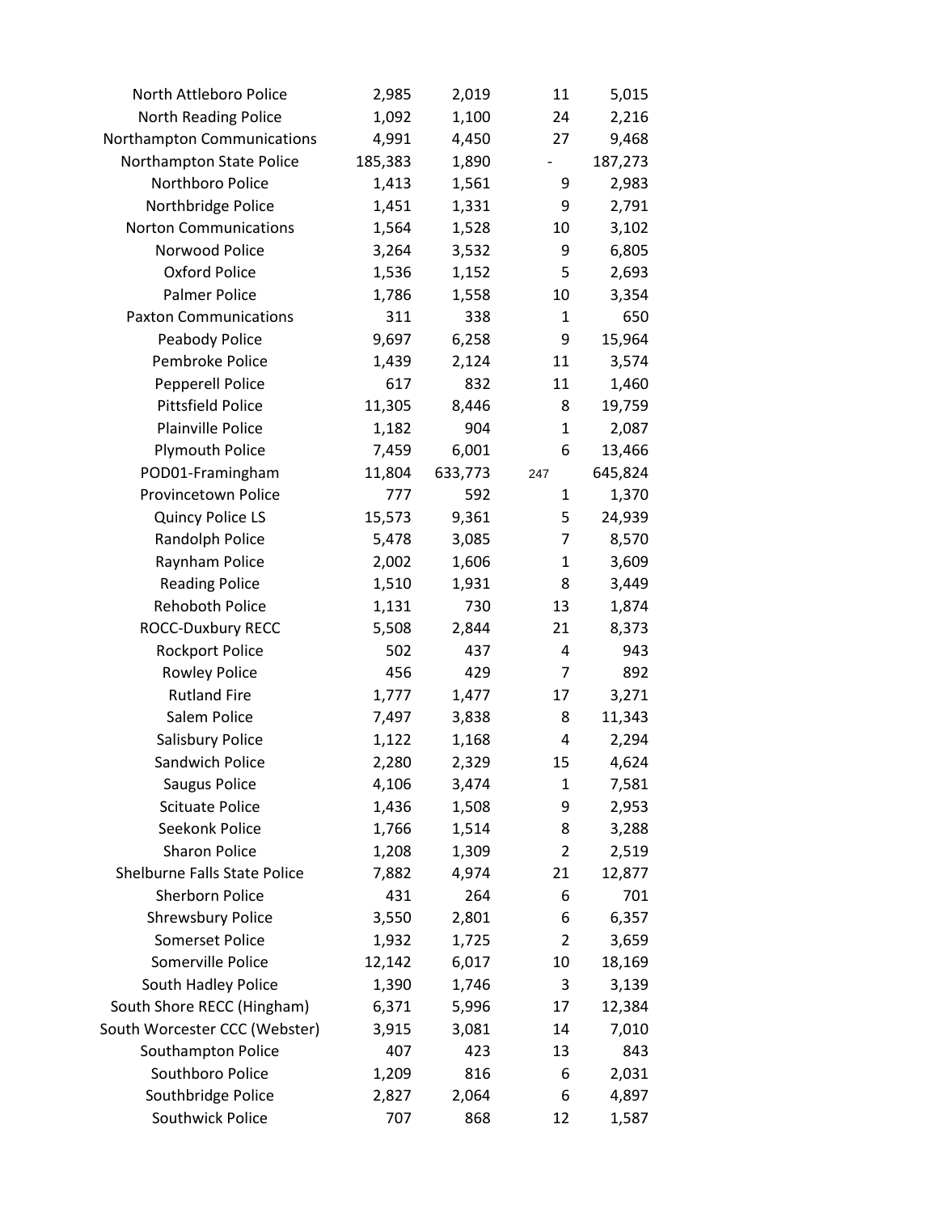| | | | | |
|---|---|---|---|---|
| North Attleboro Police | 2,985 | 2,019 | 11 | 5,015 |
| North Reading Police | 1,092 | 1,100 | 24 | 2,216 |
| Northampton Communications | 4,991 | 4,450 | 27 | 9,468 |
| Northampton State Police | 185,383 | 1,890 | - | 187,273 |
| Northboro Police | 1,413 | 1,561 | 9 | 2,983 |
| Northbridge Police | 1,451 | 1,331 | 9 | 2,791 |
| Norton Communications | 1,564 | 1,528 | 10 | 3,102 |
| Norwood Police | 3,264 | 3,532 | 9 | 6,805 |
| Oxford Police | 1,536 | 1,152 | 5 | 2,693 |
| Palmer Police | 1,786 | 1,558 | 10 | 3,354 |
| Paxton Communications | 311 | 338 | 1 | 650 |
| Peabody Police | 9,697 | 6,258 | 9 | 15,964 |
| Pembroke Police | 1,439 | 2,124 | 11 | 3,574 |
| Pepperell Police | 617 | 832 | 11 | 1,460 |
| Pittsfield Police | 11,305 | 8,446 | 8 | 19,759 |
| Plainville Police | 1,182 | 904 | 1 | 2,087 |
| Plymouth Police | 7,459 | 6,001 | 6 | 13,466 |
| POD01-Framingham | 11,804 | 633,773 | 247 | 645,824 |
| Provincetown Police | 777 | 592 | 1 | 1,370 |
| Quincy Police LS | 15,573 | 9,361 | 5 | 24,939 |
| Randolph Police | 5,478 | 3,085 | 7 | 8,570 |
| Raynham Police | 2,002 | 1,606 | 1 | 3,609 |
| Reading Police | 1,510 | 1,931 | 8 | 3,449 |
| Rehoboth Police | 1,131 | 730 | 13 | 1,874 |
| ROCC-Duxbury RECC | 5,508 | 2,844 | 21 | 8,373 |
| Rockport Police | 502 | 437 | 4 | 943 |
| Rowley Police | 456 | 429 | 7 | 892 |
| Rutland Fire | 1,777 | 1,477 | 17 | 3,271 |
| Salem Police | 7,497 | 3,838 | 8 | 11,343 |
| Salisbury Police | 1,122 | 1,168 | 4 | 2,294 |
| Sandwich Police | 2,280 | 2,329 | 15 | 4,624 |
| Saugus Police | 4,106 | 3,474 | 1 | 7,581 |
| Scituate Police | 1,436 | 1,508 | 9 | 2,953 |
| Seekonk Police | 1,766 | 1,514 | 8 | 3,288 |
| Sharon Police | 1,208 | 1,309 | 2 | 2,519 |
| Shelburne Falls State Police | 7,882 | 4,974 | 21 | 12,877 |
| Sherborn Police | 431 | 264 | 6 | 701 |
| Shrewsbury Police | 3,550 | 2,801 | 6 | 6,357 |
| Somerset Police | 1,932 | 1,725 | 2 | 3,659 |
| Somerville Police | 12,142 | 6,017 | 10 | 18,169 |
| South Hadley Police | 1,390 | 1,746 | 3 | 3,139 |
| South Shore RECC (Hingham) | 6,371 | 5,996 | 17 | 12,384 |
| South Worcester CCC (Webster) | 3,915 | 3,081 | 14 | 7,010 |
| Southampton Police | 407 | 423 | 13 | 843 |
| Southboro Police | 1,209 | 816 | 6 | 2,031 |
| Southbridge Police | 2,827 | 2,064 | 6 | 4,897 |
| Southwick Police | 707 | 868 | 12 | 1,587 |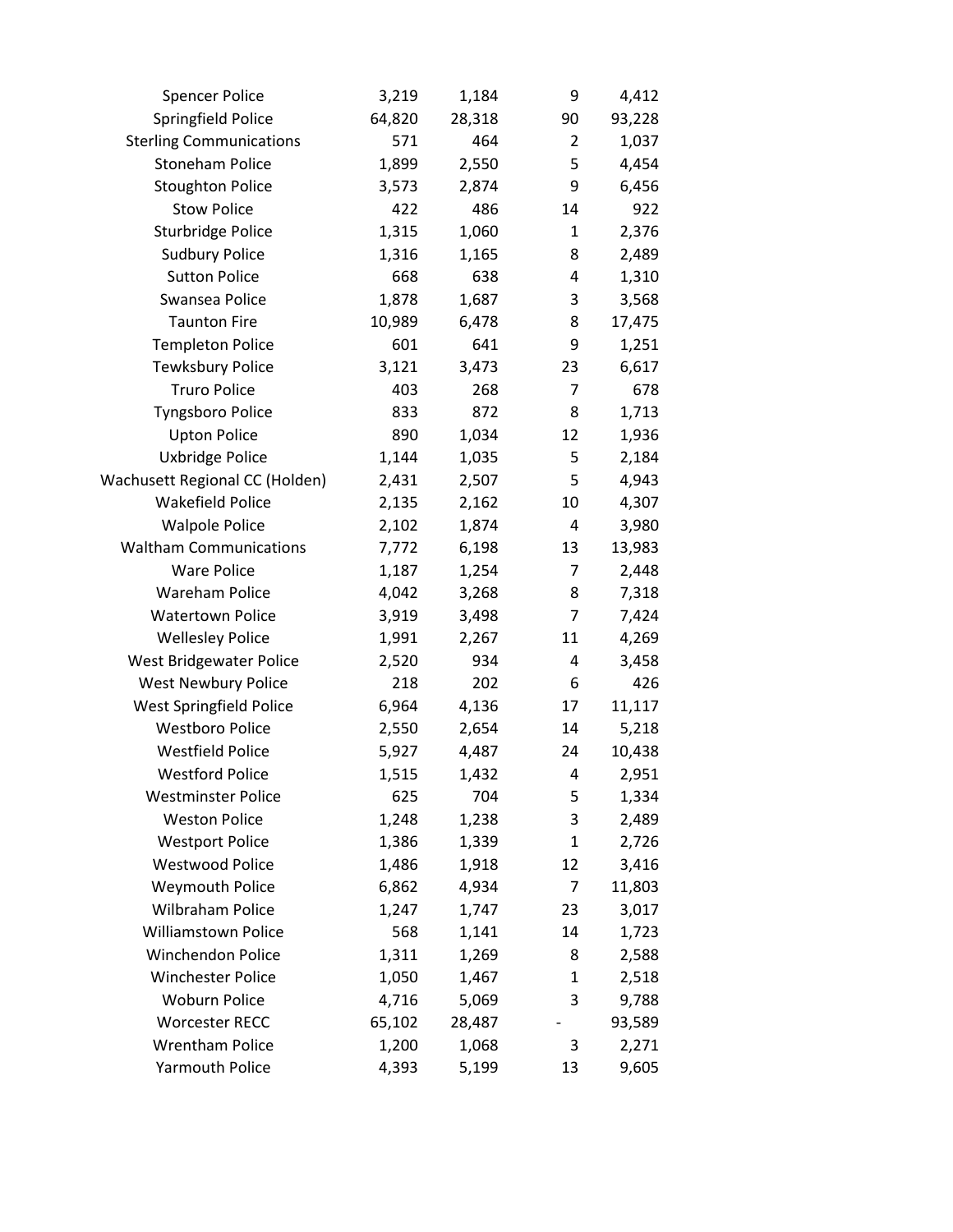| | | | | |
|---|---|---|---|---|
| Spencer Police | 3,219 | 1,184 | 9 | 4,412 |
| Springfield Police | 64,820 | 28,318 | 90 | 93,228 |
| Sterling Communications | 571 | 464 | 2 | 1,037 |
| Stoneham Police | 1,899 | 2,550 | 5 | 4,454 |
| Stoughton Police | 3,573 | 2,874 | 9 | 6,456 |
| Stow Police | 422 | 486 | 14 | 922 |
| Sturbridge Police | 1,315 | 1,060 | 1 | 2,376 |
| Sudbury Police | 1,316 | 1,165 | 8 | 2,489 |
| Sutton Police | 668 | 638 | 4 | 1,310 |
| Swansea Police | 1,878 | 1,687 | 3 | 3,568 |
| Taunton Fire | 10,989 | 6,478 | 8 | 17,475 |
| Templeton Police | 601 | 641 | 9 | 1,251 |
| Tewksbury Police | 3,121 | 3,473 | 23 | 6,617 |
| Truro Police | 403 | 268 | 7 | 678 |
| Tyngsboro Police | 833 | 872 | 8 | 1,713 |
| Upton Police | 890 | 1,034 | 12 | 1,936 |
| Uxbridge Police | 1,144 | 1,035 | 5 | 2,184 |
| Wachusett Regional CC (Holden) | 2,431 | 2,507 | 5 | 4,943 |
| Wakefield Police | 2,135 | 2,162 | 10 | 4,307 |
| Walpole Police | 2,102 | 1,874 | 4 | 3,980 |
| Waltham Communications | 7,772 | 6,198 | 13 | 13,983 |
| Ware Police | 1,187 | 1,254 | 7 | 2,448 |
| Wareham Police | 4,042 | 3,268 | 8 | 7,318 |
| Watertown Police | 3,919 | 3,498 | 7 | 7,424 |
| Wellesley Police | 1,991 | 2,267 | 11 | 4,269 |
| West Bridgewater Police | 2,520 | 934 | 4 | 3,458 |
| West Newbury Police | 218 | 202 | 6 | 426 |
| West Springfield Police | 6,964 | 4,136 | 17 | 11,117 |
| Westboro Police | 2,550 | 2,654 | 14 | 5,218 |
| Westfield Police | 5,927 | 4,487 | 24 | 10,438 |
| Westford Police | 1,515 | 1,432 | 4 | 2,951 |
| Westminster Police | 625 | 704 | 5 | 1,334 |
| Weston Police | 1,248 | 1,238 | 3 | 2,489 |
| Westport Police | 1,386 | 1,339 | 1 | 2,726 |
| Westwood Police | 1,486 | 1,918 | 12 | 3,416 |
| Weymouth Police | 6,862 | 4,934 | 7 | 11,803 |
| Wilbraham Police | 1,247 | 1,747 | 23 | 3,017 |
| Williamstown Police | 568 | 1,141 | 14 | 1,723 |
| Winchendon Police | 1,311 | 1,269 | 8 | 2,588 |
| Winchester Police | 1,050 | 1,467 | 1 | 2,518 |
| Woburn Police | 4,716 | 5,069 | 3 | 9,788 |
| Worcester RECC | 65,102 | 28,487 | - | 93,589 |
| Wrentham Police | 1,200 | 1,068 | 3 | 2,271 |
| Yarmouth Police | 4,393 | 5,199 | 13 | 9,605 |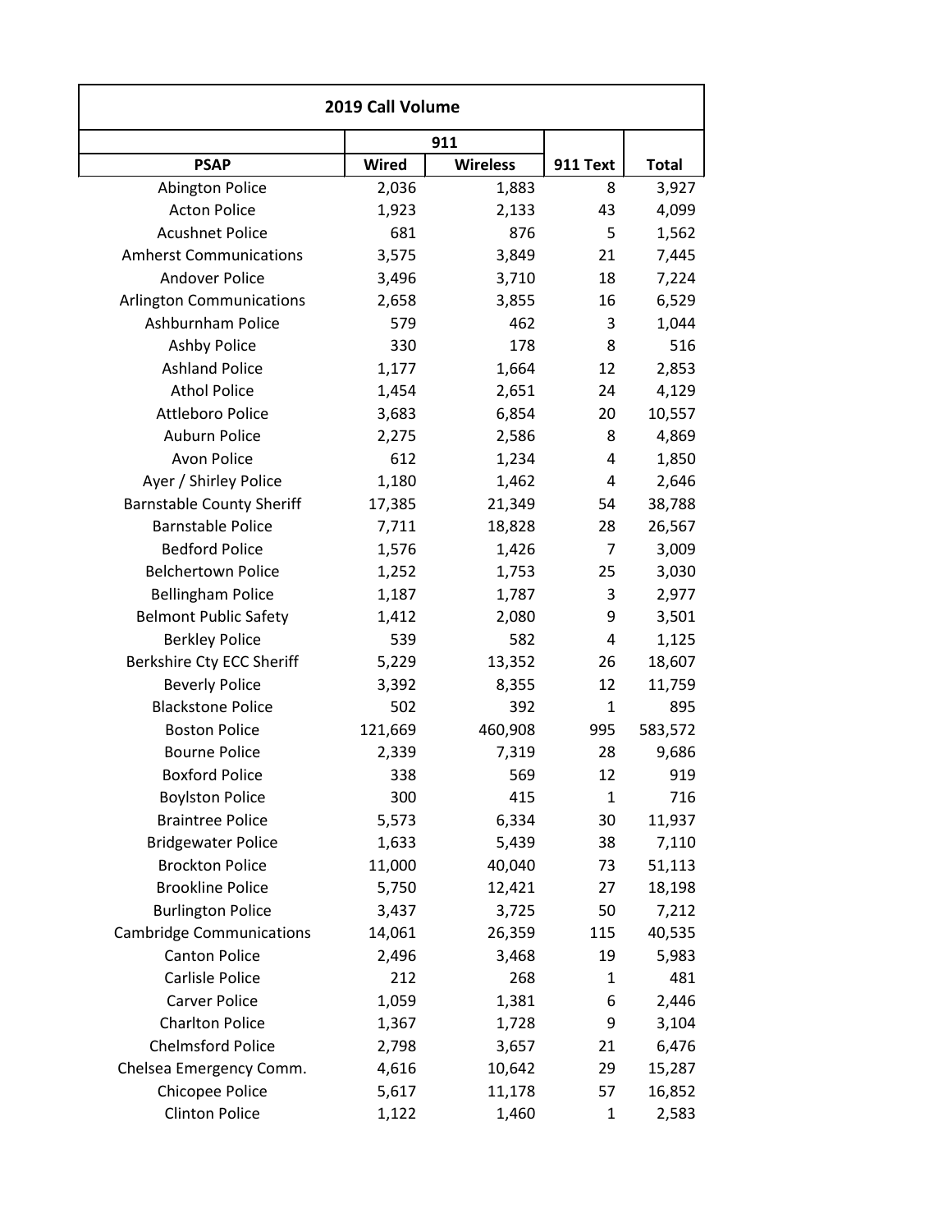| 2019 Call Volume | | | | |
|---|---|---|---|---|
| | 911 | | | |
| PSAP | Wired | Wireless | 911 Text | Total |
| Abington Police | 2,036 | 1,883 | 8 | 3,927 |
| Acton Police | 1,923 | 2,133 | 43 | 4,099 |
| Acushnet Police | 681 | 876 | 5 | 1,562 |
| Amherst Communications | 3,575 | 3,849 | 21 | 7,445 |
| Andover Police | 3,496 | 3,710 | 18 | 7,224 |
| Arlington Communications | 2,658 | 3,855 | 16 | 6,529 |
| Ashburnham Police | 579 | 462 | 3 | 1,044 |
| Ashby Police | 330 | 178 | 8 | 516 |
| Ashland Police | 1,177 | 1,664 | 12 | 2,853 |
| Athol Police | 1,454 | 2,651 | 24 | 4,129 |
| Attleboro Police | 3,683 | 6,854 | 20 | 10,557 |
| Auburn Police | 2,275 | 2,586 | 8 | 4,869 |
| Avon Police | 612 | 1,234 | 4 | 1,850 |
| Ayer / Shirley Police | 1,180 | 1,462 | 4 | 2,646 |
| Barnstable County Sheriff | 17,385 | 21,349 | 54 | 38,788 |
| Barnstable Police | 7,711 | 18,828 | 28 | 26,567 |
| Bedford Police | 1,576 | 1,426 | 7 | 3,009 |
| Belchertown Police | 1,252 | 1,753 | 25 | 3,030 |
| Bellingham Police | 1,187 | 1,787 | 3 | 2,977 |
| Belmont Public Safety | 1,412 | 2,080 | 9 | 3,501 |
| Berkley Police | 539 | 582 | 4 | 1,125 |
| Berkshire Cty ECC Sheriff | 5,229 | 13,352 | 26 | 18,607 |
| Beverly Police | 3,392 | 8,355 | 12 | 11,759 |
| Blackstone Police | 502 | 392 | 1 | 895 |
| Boston Police | 121,669 | 460,908 | 995 | 583,572 |
| Bourne Police | 2,339 | 7,319 | 28 | 9,686 |
| Boxford Police | 338 | 569 | 12 | 919 |
| Boylston Police | 300 | 415 | 1 | 716 |
| Braintree Police | 5,573 | 6,334 | 30 | 11,937 |
| Bridgewater Police | 1,633 | 5,439 | 38 | 7,110 |
| Brockton Police | 11,000 | 40,040 | 73 | 51,113 |
| Brookline Police | 5,750 | 12,421 | 27 | 18,198 |
| Burlington Police | 3,437 | 3,725 | 50 | 7,212 |
| Cambridge Communications | 14,061 | 26,359 | 115 | 40,535 |
| Canton Police | 2,496 | 3,468 | 19 | 5,983 |
| Carlisle Police | 212 | 268 | 1 | 481 |
| Carver Police | 1,059 | 1,381 | 6 | 2,446 |
| Charlton Police | 1,367 | 1,728 | 9 | 3,104 |
| Chelmsford Police | 2,798 | 3,657 | 21 | 6,476 |
| Chelsea Emergency Comm. | 4,616 | 10,642 | 29 | 15,287 |
| Chicopee Police | 5,617 | 11,178 | 57 | 16,852 |
| Clinton Police | 1,122 | 1,460 | 1 | 2,583 |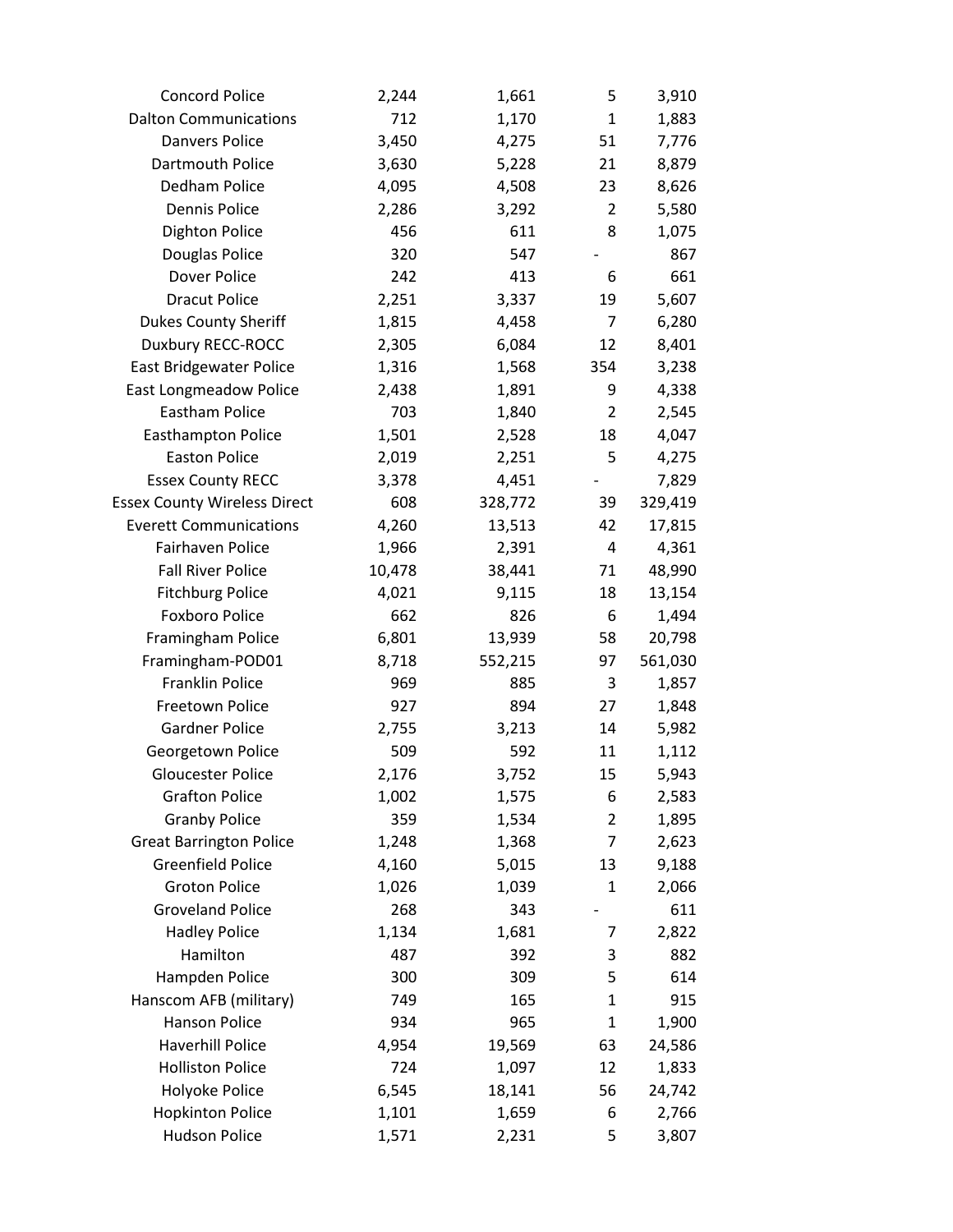| | | | | |
|---|---|---|---|---|
| Concord Police | 2,244 | 1,661 | 5 | 3,910 |
| Dalton Communications | 712 | 1,170 | 1 | 1,883 |
| Danvers Police | 3,450 | 4,275 | 51 | 7,776 |
| Dartmouth Police | 3,630 | 5,228 | 21 | 8,879 |
| Dedham Police | 4,095 | 4,508 | 23 | 8,626 |
| Dennis Police | 2,286 | 3,292 | 2 | 5,580 |
| Dighton Police | 456 | 611 | 8 | 1,075 |
| Douglas Police | 320 | 547 | - | 867 |
| Dover Police | 242 | 413 | 6 | 661 |
| Dracut Police | 2,251 | 3,337 | 19 | 5,607 |
| Dukes County Sheriff | 1,815 | 4,458 | 7 | 6,280 |
| Duxbury RECC-ROCC | 2,305 | 6,084 | 12 | 8,401 |
| East Bridgewater Police | 1,316 | 1,568 | 354 | 3,238 |
| East Longmeadow Police | 2,438 | 1,891 | 9 | 4,338 |
| Eastham Police | 703 | 1,840 | 2 | 2,545 |
| Easthampton Police | 1,501 | 2,528 | 18 | 4,047 |
| Easton Police | 2,019 | 2,251 | 5 | 4,275 |
| Essex County RECC | 3,378 | 4,451 | - | 7,829 |
| Essex County Wireless Direct | 608 | 328,772 | 39 | 329,419 |
| Everett Communications | 4,260 | 13,513 | 42 | 17,815 |
| Fairhaven Police | 1,966 | 2,391 | 4 | 4,361 |
| Fall River Police | 10,478 | 38,441 | 71 | 48,990 |
| Fitchburg Police | 4,021 | 9,115 | 18 | 13,154 |
| Foxboro Police | 662 | 826 | 6 | 1,494 |
| Framingham Police | 6,801 | 13,939 | 58 | 20,798 |
| Framingham-POD01 | 8,718 | 552,215 | 97 | 561,030 |
| Franklin Police | 969 | 885 | 3 | 1,857 |
| Freetown Police | 927 | 894 | 27 | 1,848 |
| Gardner Police | 2,755 | 3,213 | 14 | 5,982 |
| Georgetown Police | 509 | 592 | 11 | 1,112 |
| Gloucester Police | 2,176 | 3,752 | 15 | 5,943 |
| Grafton Police | 1,002 | 1,575 | 6 | 2,583 |
| Granby Police | 359 | 1,534 | 2 | 1,895 |
| Great Barrington Police | 1,248 | 1,368 | 7 | 2,623 |
| Greenfield Police | 4,160 | 5,015 | 13 | 9,188 |
| Groton Police | 1,026 | 1,039 | 1 | 2,066 |
| Groveland Police | 268 | 343 | - | 611 |
| Hadley Police | 1,134 | 1,681 | 7 | 2,822 |
| Hamilton | 487 | 392 | 3 | 882 |
| Hampden Police | 300 | 309 | 5 | 614 |
| Hanscom AFB (military) | 749 | 165 | 1 | 915 |
| Hanson Police | 934 | 965 | 1 | 1,900 |
| Haverhill Police | 4,954 | 19,569 | 63 | 24,586 |
| Holliston Police | 724 | 1,097 | 12 | 1,833 |
| Holyoke Police | 6,545 | 18,141 | 56 | 24,742 |
| Hopkinton Police | 1,101 | 1,659 | 6 | 2,766 |
| Hudson Police | 1,571 | 2,231 | 5 | 3,807 |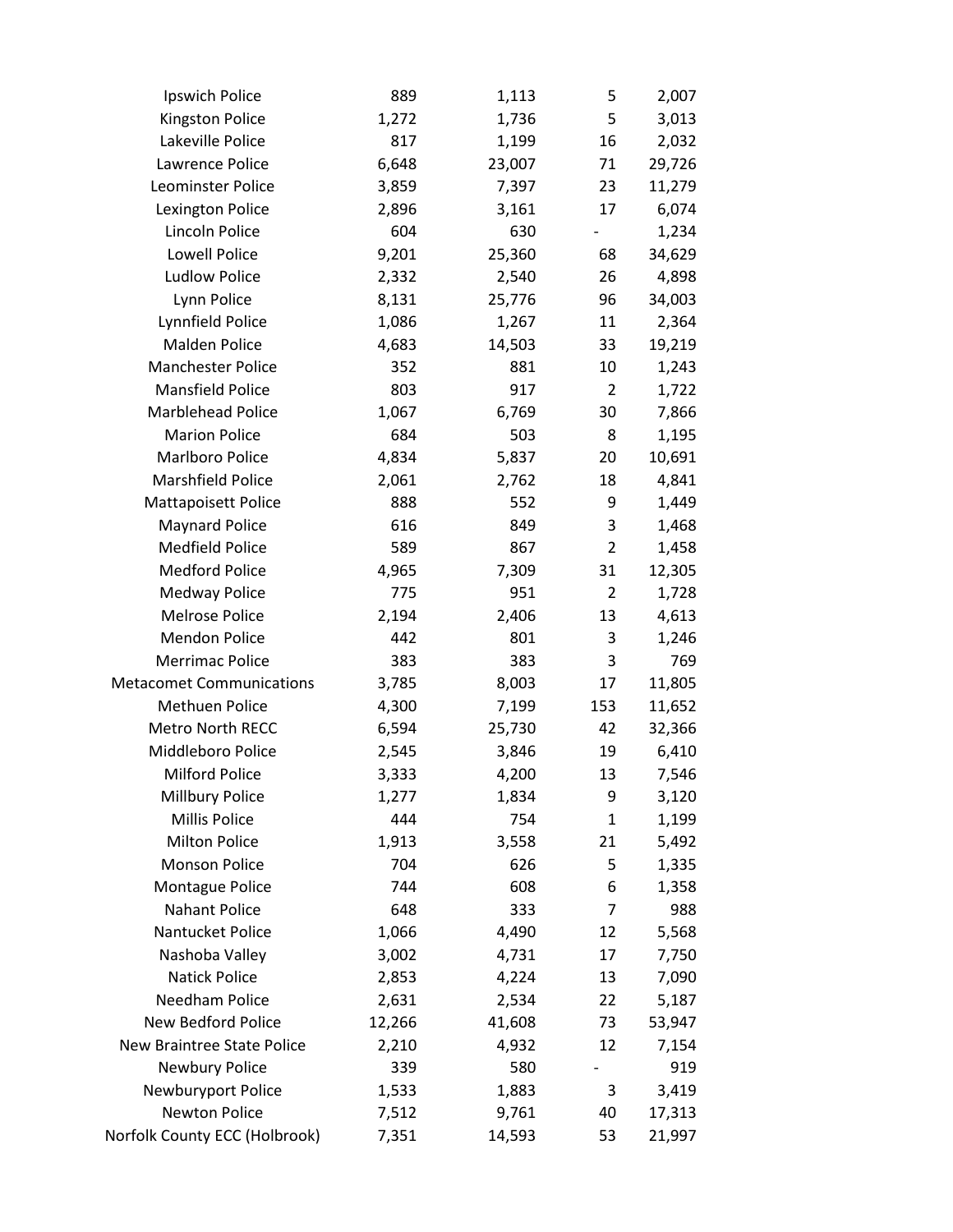| | | | | |
|---|---|---|---|---|
| Ipswich Police | 889 | 1,113 | 5 | 2,007 |
| Kingston Police | 1,272 | 1,736 | 5 | 3,013 |
| Lakeville Police | 817 | 1,199 | 16 | 2,032 |
| Lawrence Police | 6,648 | 23,007 | 71 | 29,726 |
| Leominster Police | 3,859 | 7,397 | 23 | 11,279 |
| Lexington Police | 2,896 | 3,161 | 17 | 6,074 |
| Lincoln Police | 604 | 630 | - | 1,234 |
| Lowell Police | 9,201 | 25,360 | 68 | 34,629 |
| Ludlow Police | 2,332 | 2,540 | 26 | 4,898 |
| Lynn Police | 8,131 | 25,776 | 96 | 34,003 |
| Lynnfield Police | 1,086 | 1,267 | 11 | 2,364 |
| Malden Police | 4,683 | 14,503 | 33 | 19,219 |
| Manchester Police | 352 | 881 | 10 | 1,243 |
| Mansfield Police | 803 | 917 | 2 | 1,722 |
| Marblehead Police | 1,067 | 6,769 | 30 | 7,866 |
| Marion Police | 684 | 503 | 8 | 1,195 |
| Marlboro Police | 4,834 | 5,837 | 20 | 10,691 |
| Marshfield Police | 2,061 | 2,762 | 18 | 4,841 |
| Mattapoisett Police | 888 | 552 | 9 | 1,449 |
| Maynard Police | 616 | 849 | 3 | 1,468 |
| Medfield Police | 589 | 867 | 2 | 1,458 |
| Medford Police | 4,965 | 7,309 | 31 | 12,305 |
| Medway Police | 775 | 951 | 2 | 1,728 |
| Melrose Police | 2,194 | 2,406 | 13 | 4,613 |
| Mendon Police | 442 | 801 | 3 | 1,246 |
| Merrimac Police | 383 | 383 | 3 | 769 |
| Metacomet Communications | 3,785 | 8,003 | 17 | 11,805 |
| Methuen Police | 4,300 | 7,199 | 153 | 11,652 |
| Metro North RECC | 6,594 | 25,730 | 42 | 32,366 |
| Middleboro Police | 2,545 | 3,846 | 19 | 6,410 |
| Milford Police | 3,333 | 4,200 | 13 | 7,546 |
| Millbury Police | 1,277 | 1,834 | 9 | 3,120 |
| Millis Police | 444 | 754 | 1 | 1,199 |
| Milton Police | 1,913 | 3,558 | 21 | 5,492 |
| Monson Police | 704 | 626 | 5 | 1,335 |
| Montague Police | 744 | 608 | 6 | 1,358 |
| Nahant Police | 648 | 333 | 7 | 988 |
| Nantucket Police | 1,066 | 4,490 | 12 | 5,568 |
| Nashoba Valley | 3,002 | 4,731 | 17 | 7,750 |
| Natick Police | 2,853 | 4,224 | 13 | 7,090 |
| Needham Police | 2,631 | 2,534 | 22 | 5,187 |
| New Bedford Police | 12,266 | 41,608 | 73 | 53,947 |
| New Braintree State Police | 2,210 | 4,932 | 12 | 7,154 |
| Newbury Police | 339 | 580 | - | 919 |
| Newburyport Police | 1,533 | 1,883 | 3 | 3,419 |
| Newton Police | 7,512 | 9,761 | 40 | 17,313 |
| Norfolk County ECC (Holbrook) | 7,351 | 14,593 | 53 | 21,997 |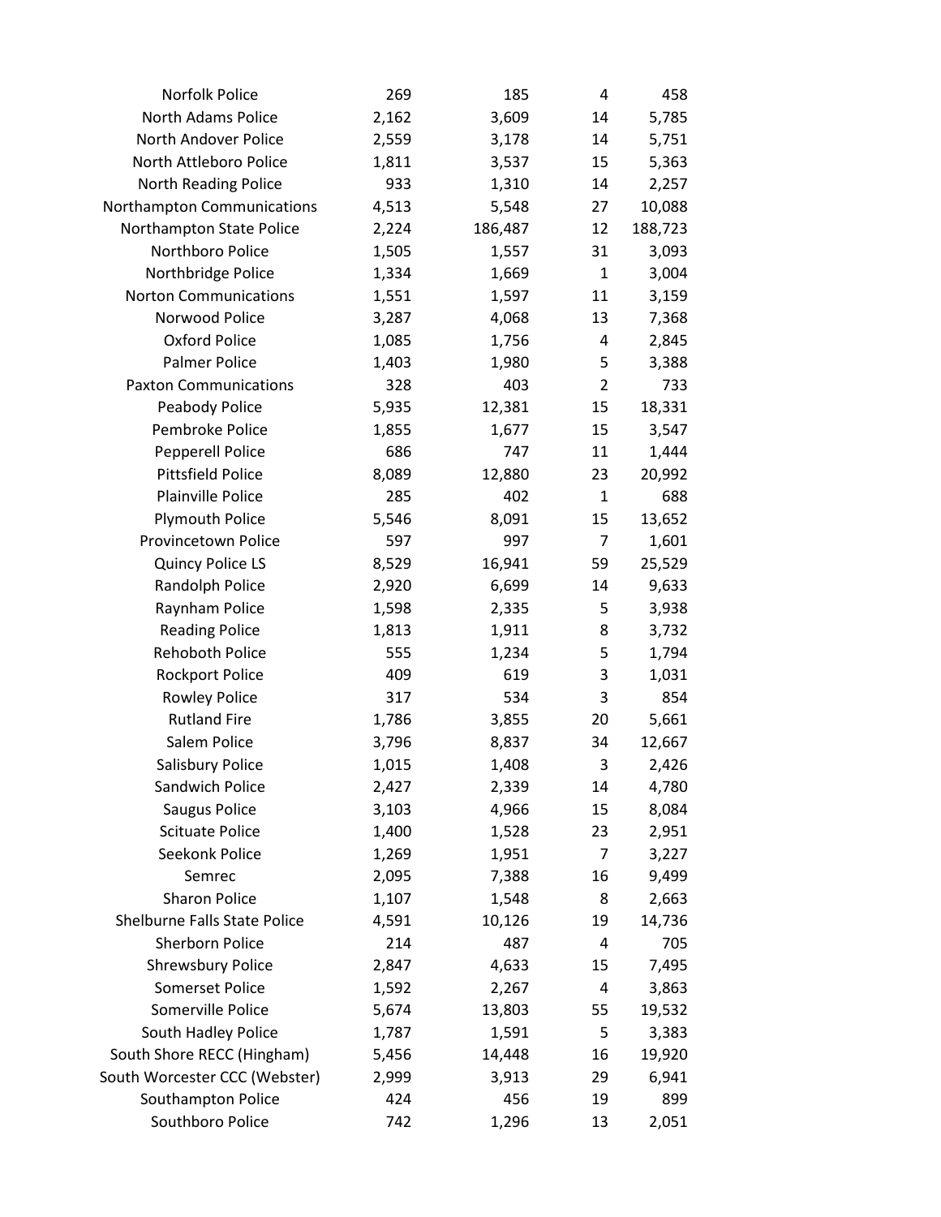| | | | | |
|---|---|---|---|---|
| Norfolk Police | 269 | 185 | 4 | 458 |
| North Adams Police | 2,162 | 3,609 | 14 | 5,785 |
| North Andover Police | 2,559 | 3,178 | 14 | 5,751 |
| North Attleboro Police | 1,811 | 3,537 | 15 | 5,363 |
| North Reading Police | 933 | 1,310 | 14 | 2,257 |
| Northampton Communications | 4,513 | 5,548 | 27 | 10,088 |
| Northampton State Police | 2,224 | 186,487 | 12 | 188,723 |
| Northboro Police | 1,505 | 1,557 | 31 | 3,093 |
| Northbridge Police | 1,334 | 1,669 | 1 | 3,004 |
| Norton Communications | 1,551 | 1,597 | 11 | 3,159 |
| Norwood Police | 3,287 | 4,068 | 13 | 7,368 |
| Oxford Police | 1,085 | 1,756 | 4 | 2,845 |
| Palmer Police | 1,403 | 1,980 | 5 | 3,388 |
| Paxton Communications | 328 | 403 | 2 | 733 |
| Peabody Police | 5,935 | 12,381 | 15 | 18,331 |
| Pembroke Police | 1,855 | 1,677 | 15 | 3,547 |
| Pepperell Police | 686 | 747 | 11 | 1,444 |
| Pittsfield Police | 8,089 | 12,880 | 23 | 20,992 |
| Plainville Police | 285 | 402 | 1 | 688 |
| Plymouth Police | 5,546 | 8,091 | 15 | 13,652 |
| Provincetown Police | 597 | 997 | 7 | 1,601 |
| Quincy Police LS | 8,529 | 16,941 | 59 | 25,529 |
| Randolph Police | 2,920 | 6,699 | 14 | 9,633 |
| Raynham Police | 1,598 | 2,335 | 5 | 3,938 |
| Reading Police | 1,813 | 1,911 | 8 | 3,732 |
| Rehoboth Police | 555 | 1,234 | 5 | 1,794 |
| Rockport Police | 409 | 619 | 3 | 1,031 |
| Rowley Police | 317 | 534 | 3 | 854 |
| Rutland Fire | 1,786 | 3,855 | 20 | 5,661 |
| Salem Police | 3,796 | 8,837 | 34 | 12,667 |
| Salisbury Police | 1,015 | 1,408 | 3 | 2,426 |
| Sandwich Police | 2,427 | 2,339 | 14 | 4,780 |
| Saugus Police | 3,103 | 4,966 | 15 | 8,084 |
| Scituate Police | 1,400 | 1,528 | 23 | 2,951 |
| Seekonk Police | 1,269 | 1,951 | 7 | 3,227 |
| Semrec | 2,095 | 7,388 | 16 | 9,499 |
| Sharon Police | 1,107 | 1,548 | 8 | 2,663 |
| Shelburne Falls State Police | 4,591 | 10,126 | 19 | 14,736 |
| Sherborn Police | 214 | 487 | 4 | 705 |
| Shrewsbury Police | 2,847 | 4,633 | 15 | 7,495 |
| Somerset Police | 1,592 | 2,267 | 4 | 3,863 |
| Somerville Police | 5,674 | 13,803 | 55 | 19,532 |
| South Hadley Police | 1,787 | 1,591 | 5 | 3,383 |
| South Shore RECC (Hingham) | 5,456 | 14,448 | 16 | 19,920 |
| South Worcester CCC (Webster) | 2,999 | 3,913 | 29 | 6,941 |
| Southampton Police | 424 | 456 | 19 | 899 |
| Southboro Police | 742 | 1,296 | 13 | 2,051 |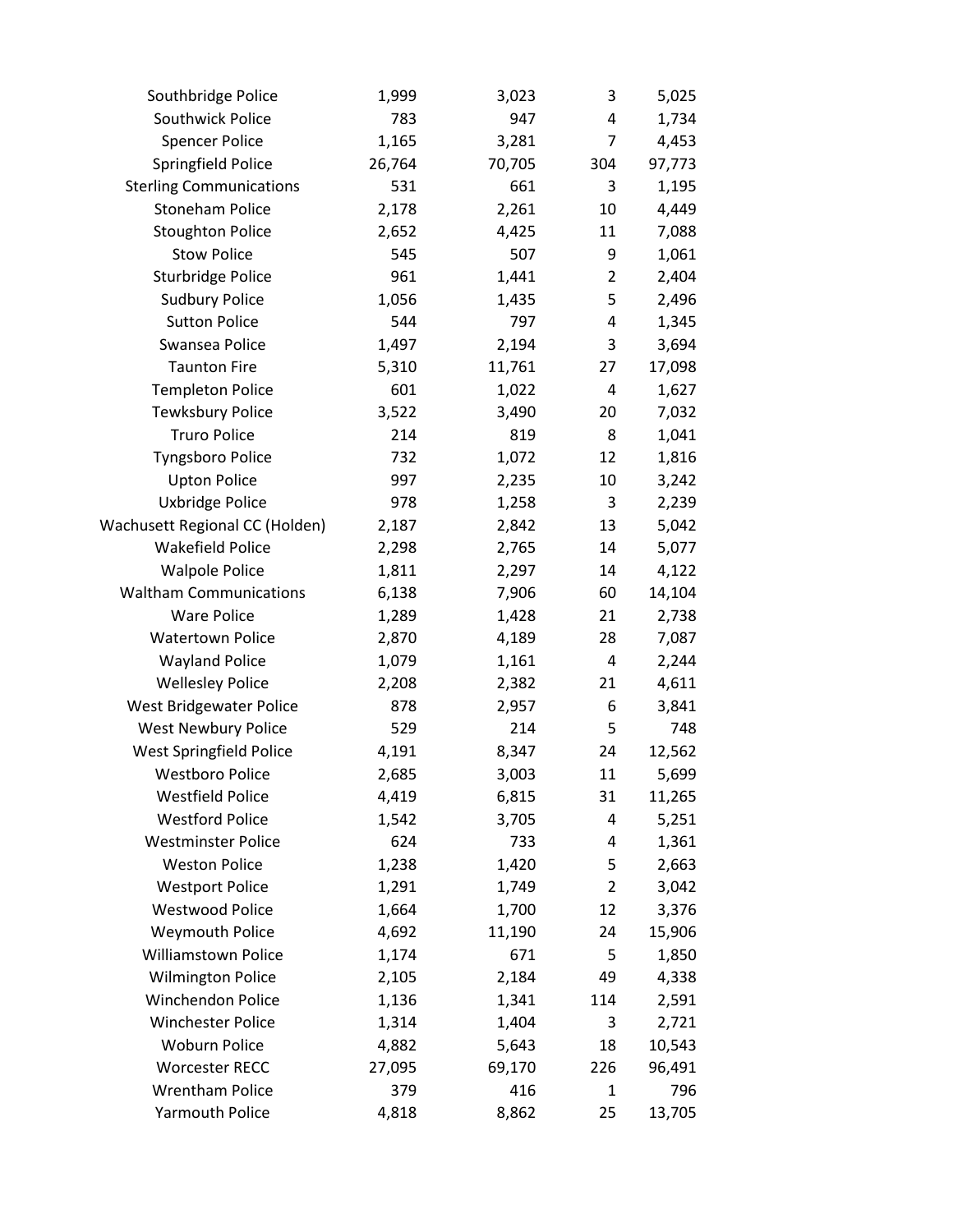| | | | | |
|---|---|---|---|---|
| Southbridge Police | 1,999 | 3,023 | 3 | 5,025 |
| Southwick Police | 783 | 947 | 4 | 1,734 |
| Spencer Police | 1,165 | 3,281 | 7 | 4,453 |
| Springfield Police | 26,764 | 70,705 | 304 | 97,773 |
| Sterling Communications | 531 | 661 | 3 | 1,195 |
| Stoneham Police | 2,178 | 2,261 | 10 | 4,449 |
| Stoughton Police | 2,652 | 4,425 | 11 | 7,088 |
| Stow Police | 545 | 507 | 9 | 1,061 |
| Sturbridge Police | 961 | 1,441 | 2 | 2,404 |
| Sudbury Police | 1,056 | 1,435 | 5 | 2,496 |
| Sutton Police | 544 | 797 | 4 | 1,345 |
| Swansea Police | 1,497 | 2,194 | 3 | 3,694 |
| Taunton Fire | 5,310 | 11,761 | 27 | 17,098 |
| Templeton Police | 601 | 1,022 | 4 | 1,627 |
| Tewksbury Police | 3,522 | 3,490 | 20 | 7,032 |
| Truro Police | 214 | 819 | 8 | 1,041 |
| Tyngsboro Police | 732 | 1,072 | 12 | 1,816 |
| Upton Police | 997 | 2,235 | 10 | 3,242 |
| Uxbridge Police | 978 | 1,258 | 3 | 2,239 |
| Wachusett Regional CC (Holden) | 2,187 | 2,842 | 13 | 5,042 |
| Wakefield Police | 2,298 | 2,765 | 14 | 5,077 |
| Walpole Police | 1,811 | 2,297 | 14 | 4,122 |
| Waltham Communications | 6,138 | 7,906 | 60 | 14,104 |
| Ware Police | 1,289 | 1,428 | 21 | 2,738 |
| Watertown Police | 2,870 | 4,189 | 28 | 7,087 |
| Wayland Police | 1,079 | 1,161 | 4 | 2,244 |
| Wellesley Police | 2,208 | 2,382 | 21 | 4,611 |
| West Bridgewater Police | 878 | 2,957 | 6 | 3,841 |
| West Newbury Police | 529 | 214 | 5 | 748 |
| West Springfield Police | 4,191 | 8,347 | 24 | 12,562 |
| Westboro Police | 2,685 | 3,003 | 11 | 5,699 |
| Westfield Police | 4,419 | 6,815 | 31 | 11,265 |
| Westford Police | 1,542 | 3,705 | 4 | 5,251 |
| Westminster Police | 624 | 733 | 4 | 1,361 |
| Weston Police | 1,238 | 1,420 | 5 | 2,663 |
| Westport Police | 1,291 | 1,749 | 2 | 3,042 |
| Westwood Police | 1,664 | 1,700 | 12 | 3,376 |
| Weymouth Police | 4,692 | 11,190 | 24 | 15,906 |
| Williamstown Police | 1,174 | 671 | 5 | 1,850 |
| Wilmington Police | 2,105 | 2,184 | 49 | 4,338 |
| Winchendon Police | 1,136 | 1,341 | 114 | 2,591 |
| Winchester Police | 1,314 | 1,404 | 3 | 2,721 |
| Woburn Police | 4,882 | 5,643 | 18 | 10,543 |
| Worcester RECC | 27,095 | 69,170 | 226 | 96,491 |
| Wrentham Police | 379 | 416 | 1 | 796 |
| Yarmouth Police | 4,818 | 8,862 | 25 | 13,705 |